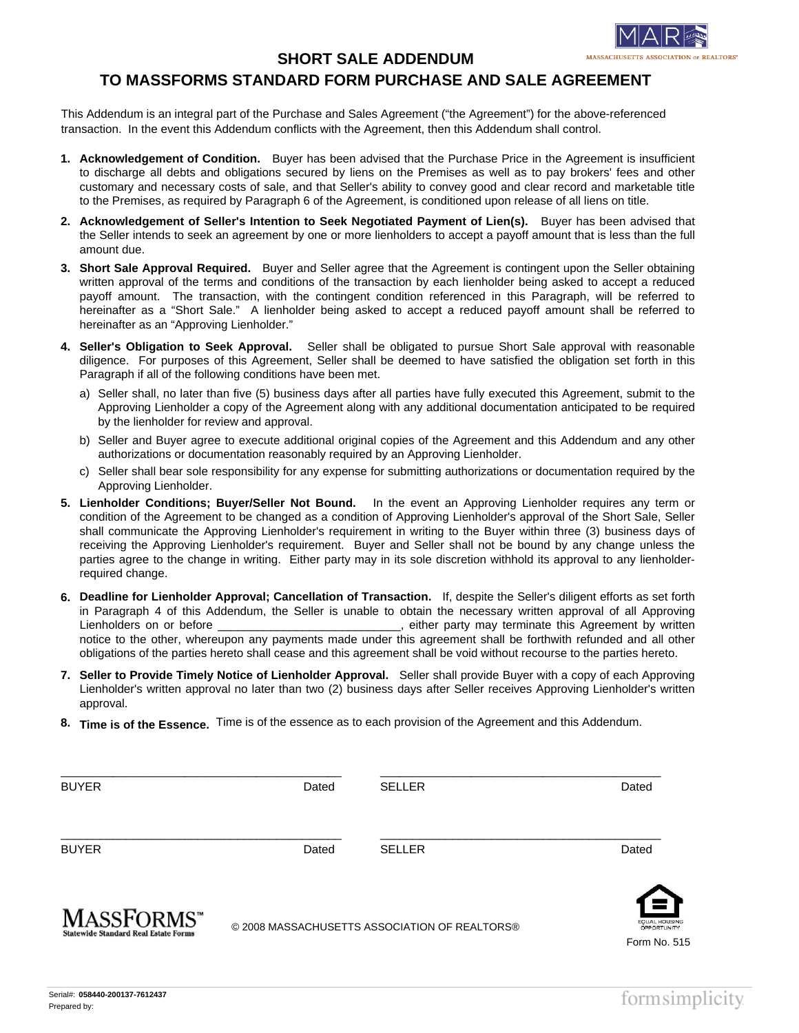# SHORT SALE ADDENDUM

## TO MASSFORMS STANDARD FORM PURCHASE AND SALE AGREEMENT

This Addendum is an integral part of the Purchase and Sales Agreement ("the Agreement") for the above-referenced transaction. In the event this Addendum conflicts with the Agreement, then this Addendum shall control.

1. **Acknowledgement of Condition.** Buyer has been advised that the Purchase Price in the Agreement is insufficient to discharge all debts and obligations secured by liens on the Premises as well as to pay brokers' fees and other customary and necessary costs of sale, and that Seller's ability to convey good and clear record and marketable title to the Premises, as required by Paragraph 6 of the Agreement, is conditioned upon release of all liens on title.

2. **Acknowledgement of Seller's Intention to Seek Negotiated Payment of Lien(s).** Buyer has been advised that the Seller intends to seek an agreement by one or more lienholders to accept a payoff amount that is less than the full amount due.

3. **Short Sale Approval Required.** Buyer and Seller agree that the Agreement is contingent upon the Seller obtaining written approval of the terms and conditions of the transaction by each lienholder being asked to accept a reduced payoff amount. The transaction, with the contingent condition referenced in this Paragraph, will be referred to hereinafter as a "Short Sale." A lienholder being asked to accept a reduced payoff amount shall be referred to hereinafter as an "Approving Lienholder."

4. **Seller's Obligation to Seek Approval.** Seller shall be obligated to pursue Short Sale approval with reasonable diligence. For purposes of this Agreement, Seller shall be deemed to have satisfied the obligation set forth in this Paragraph if all of the following conditions have been met.

   a) Seller shall, no later than five (5) business days after all parties have fully executed this Agreement, submit to the Approving Lienholder a copy of the Agreement along with any additional documentation anticipated to be required by the lienholder for review and approval.

   b) Seller and Buyer agree to execute additional original copies of the Agreement and this Addendum and any other authorizations or documentation reasonably required by an Approving Lienholder.

   c) Seller shall bear sole responsibility for any expense for submitting authorizations or documentation required by the Approving Lienholder.

5. **Lienholder Conditions; Buyer/Seller Not Bound.** In the event an Approving Lienholder requires any term or condition of the Agreement to be changed as a condition of Approving Lienholder's approval of the Short Sale, Seller shall communicate the Approving Lienholder's requirement in writing to the Buyer within three (3) business days of receiving the Approving Lienholder's requirement. Buyer and Seller shall not be bound by any change unless the parties agree to the change in writing. Either party may in its sole discretion withhold its approval to any lienholder-required change.

6. **Deadline for Lienholder Approval; Cancellation of Transaction.** If, despite the Seller's diligent efforts as set forth in Paragraph 4 of this Addendum, the Seller is unable to obtain the necessary written approval of all Approving Lienholders on or before ____________________________, either party may terminate this Agreement by written notice to the other, whereupon any payments made under this agreement shall be forthwith refunded and all other obligations of the parties hereto shall cease and this agreement shall be void without recourse to the parties hereto.

7. **Seller to Provide Timely Notice of Lienholder Approval.** Seller shall provide Buyer with a copy of each Approving Lienholder's written approval no later than two (2) business days after Seller receives Approving Lienholder's written approval.

8. **Time is of the Essence.** Time is of the essence as to each provision of the Agreement and this Addendum.

| | | | |
|---|---|---|---|
| ____________________ | | ____________________ | |
| BUYER | Dated | SELLER | Dated |
| ____________________ | | ____________________ | |
| BUYER | Dated | SELLER | Dated |

MASSFORMS™ Statewide Standard Real Estate Forms

© 2008 MASSACHUSETTS ASSOCIATION OF REALTORS®

Form No. 515

Serial#: 058440-200137-7612437
Prepared by: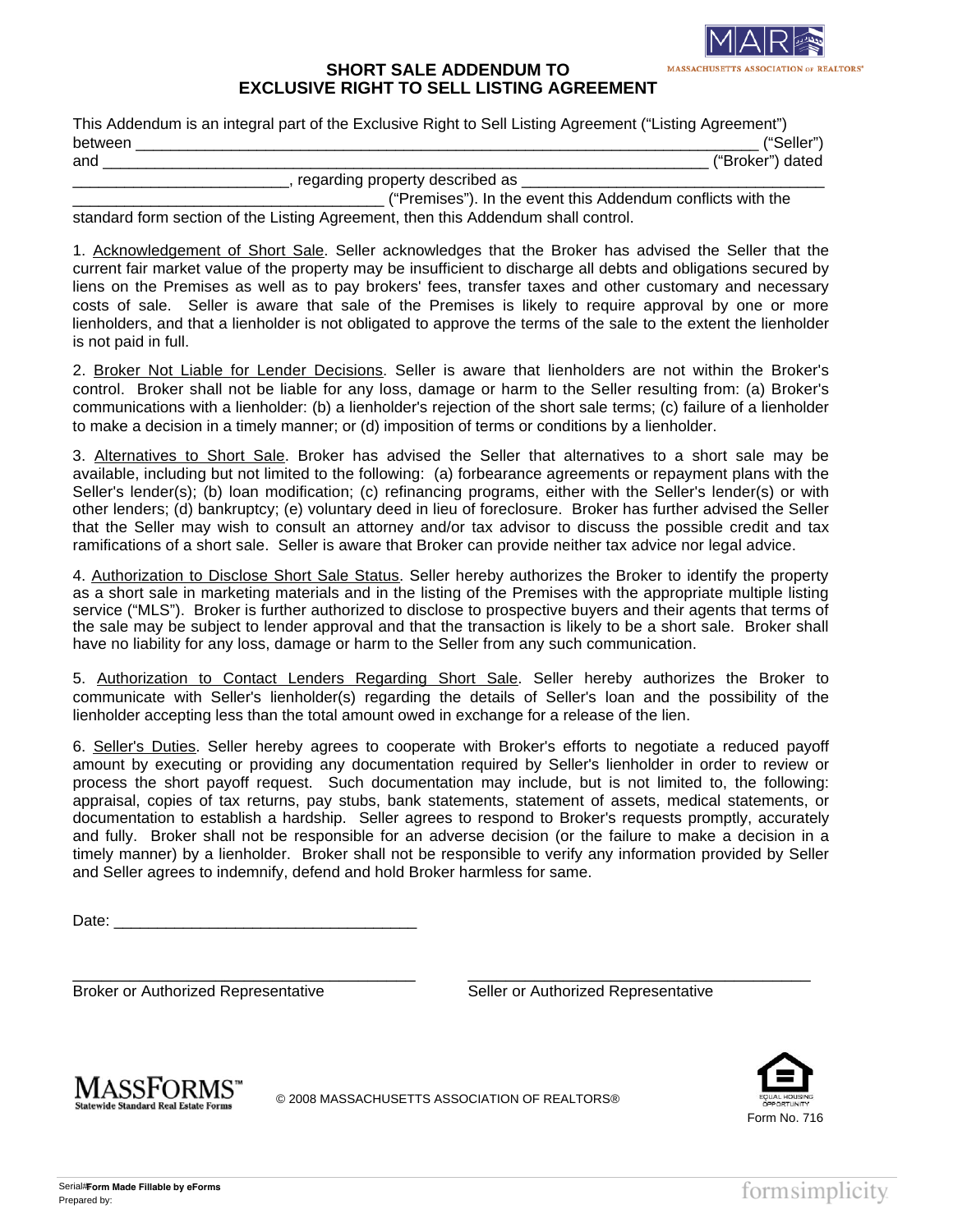## SHORT SALE ADDENDUM TO EXCLUSIVE RIGHT TO SELL LISTING AGREEMENT

MASSACHUSETTS ASSOCIATION OF REALTORS®

This Addendum is an integral part of the Exclusive Right to Sell Listing Agreement ("Listing Agreement") between ______________________________________________________________________________ ("Seller") and ______________________________________________________________________________ ("Broker") dated __________________________, regarding property described as ___________________________________ ____________________________________ ("Premises"). In the event this Addendum conflicts with the standard form section of the Listing Agreement, then this Addendum shall control.

1. Acknowledgement of Short Sale. Seller acknowledges that the Broker has advised the Seller that the current fair market value of the property may be insufficient to discharge all debts and obligations secured by liens on the Premises as well as to pay brokers' fees, transfer taxes and other customary and necessary costs of sale. Seller is aware that sale of the Premises is likely to require approval by one or more lienholders, and that a lienholder is not obligated to approve the terms of the sale to the extent the lienholder is not paid in full.

2. Broker Not Liable for Lender Decisions. Seller is aware that lienholders are not within the Broker's control. Broker shall not be liable for any loss, damage or harm to the Seller resulting from: (a) Broker's communications with a lienholder: (b) a lienholder's rejection of the short sale terms; (c) failure of a lienholder to make a decision in a timely manner; or (d) imposition of terms or conditions by a lienholder.

3. Alternatives to Short Sale. Broker has advised the Seller that alternatives to a short sale may be available, including but not limited to the following: (a) forbearance agreements or repayment plans with the Seller's lender(s); (b) loan modification; (c) refinancing programs, either with the Seller's lender(s) or with other lenders; (d) bankruptcy; (e) voluntary deed in lieu of foreclosure. Broker has further advised the Seller that the Seller may wish to consult an attorney and/or tax advisor to discuss the possible credit and tax ramifications of a short sale. Seller is aware that Broker can provide neither tax advice nor legal advice.

4. Authorization to Disclose Short Sale Status. Seller hereby authorizes the Broker to identify the property as a short sale in marketing materials and in the listing of the Premises with the appropriate multiple listing service ("MLS"). Broker is further authorized to disclose to prospective buyers and their agents that terms of the sale may be subject to lender approval and that the transaction is likely to be a short sale. Broker shall have no liability for any loss, damage or harm to the Seller from any such communication.

5. Authorization to Contact Lenders Regarding Short Sale. Seller hereby authorizes the Broker to communicate with Seller's lienholder(s) regarding the details of Seller's loan and the possibility of the lienholder accepting less than the total amount owed in exchange for a release of the lien.

6. Seller's Duties. Seller hereby agrees to cooperate with Broker's efforts to negotiate a reduced payoff amount by executing or providing any documentation required by Seller's lienholder in order to review or process the short payoff request. Such documentation may include, but is not limited to, the following: appraisal, copies of tax returns, pay stubs, bank statements, statement of assets, medical statements, or documentation to establish a hardship. Seller agrees to respond to Broker's requests promptly, accurately and fully. Broker shall not be responsible for an adverse decision (or the failure to make a decision in a timely manner) by a lienholder. Broker shall not be responsible to verify any information provided by Seller and Seller agrees to indemnify, defend and hold Broker harmless for same.

Date: ___________________________________

_____________________________________ Broker or Authorized Representative

_____________________________________ Seller or Authorized Representative

MASSFORMS™ Statewide Standard Real Estate Forms

© 2008 MASSACHUSETTS ASSOCIATION OF REALTORS®

EQUAL HOUSING OPPORTUNITY

Form No. 716